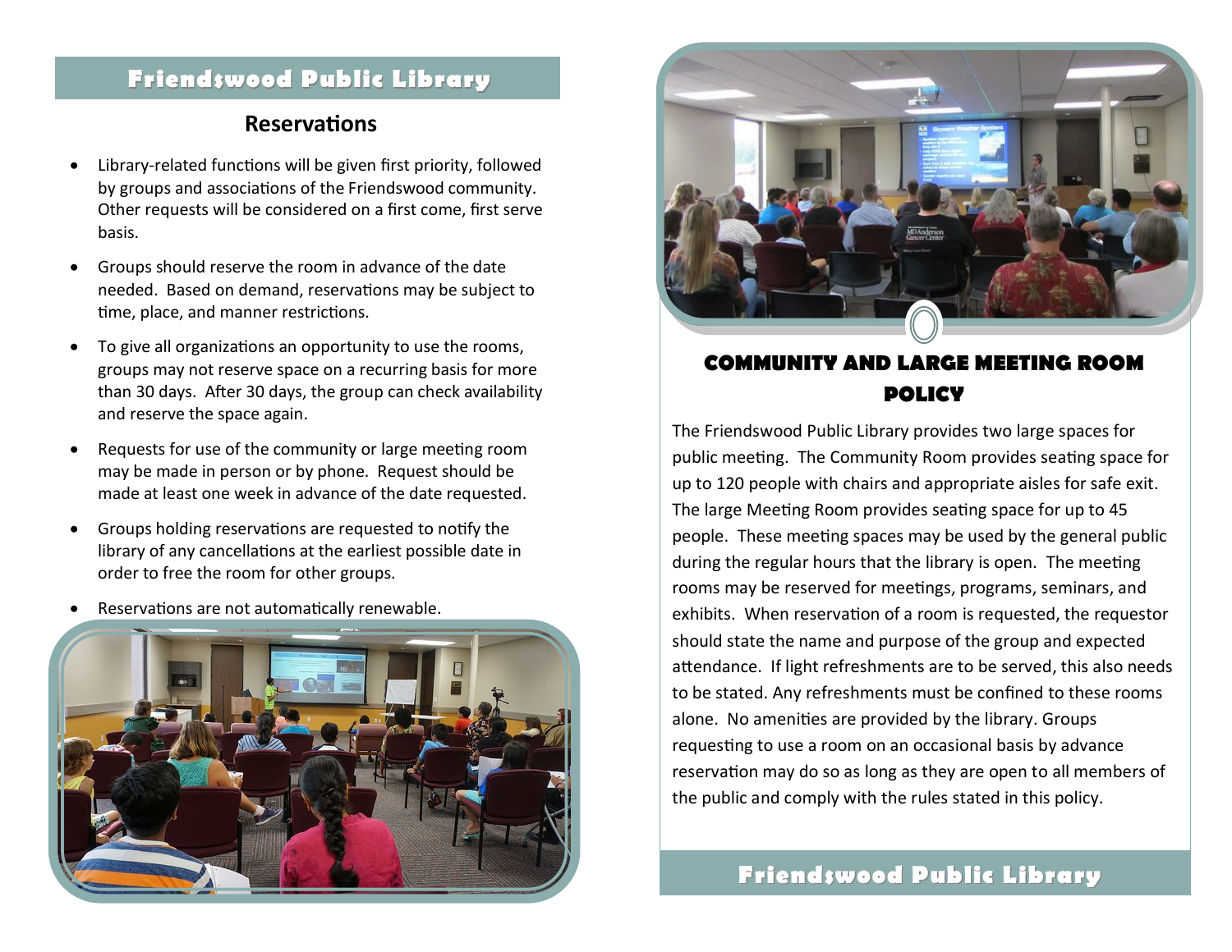# Friendswood Public Library

## Reservations

- Library-related functions will be given first priority, followed by groups and associations of the Friendswood community. Other requests will be considered on a first come, first serve basis.
- Groups should reserve the room in advance of the date needed. Based on demand, reservations may be subject to time, place, and manner restrictions.
- To give all organizations an opportunity to use the rooms, groups may not reserve space on a recurring basis for more than 30 days. After 30 days, the group can check availability and reserve the space again.
- Requests for use of the community or large meeting room may be made in person or by phone. Request should be made at least one week in advance of the date requested.
- Groups holding reservations are requested to notify the library of any cancellations at the earliest possible date in order to free the room for other groups.
- Reservations are not automatically renewable.

## COMMUNITY AND LARGE MEETING ROOM POLICY

The Friendswood Public Library provides two large spaces for public meeting. The Community Room provides seating space for up to 120 people with chairs and appropriate aisles for safe exit. The large Meeting Room provides seating space for up to 45 people. These meeting spaces may be used by the general public during the regular hours that the library is open. The meeting rooms may be reserved for meetings, programs, seminars, and exhibits. When reservation of a room is requested, the requestor should state the name and purpose of the group and expected attendance. If light refreshments are to be served, this also needs to be stated. Any refreshments must be confined to these rooms alone. No amenities are provided by the library. Groups requesting to use a room on an occasional basis by advance reservation may do so as long as they are open to all members of the public and comply with the rules stated in this policy.

Friendswood Public Library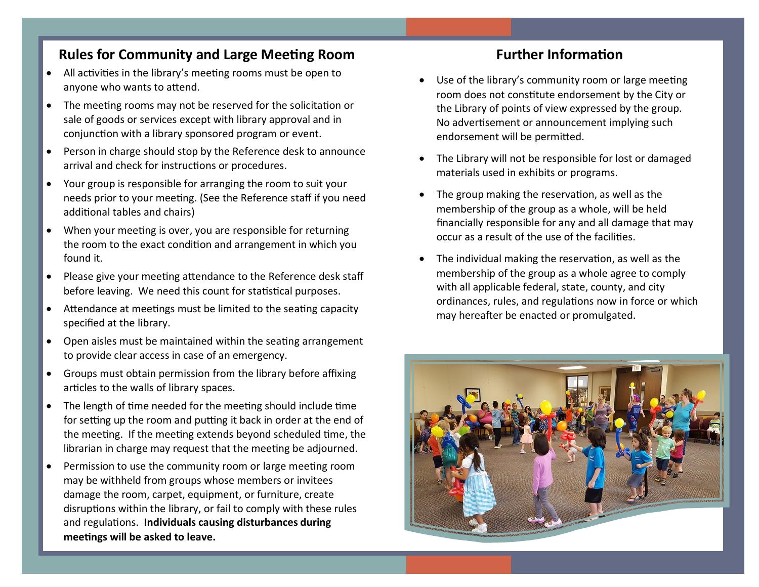## Rules for Community and Large Meeting Room

- All activities in the library's meeting rooms must be open to anyone who wants to attend.
- The meeting rooms may not be reserved for the solicitation or sale of goods or services except with library approval and in conjunction with a library sponsored program or event.
- Person in charge should stop by the Reference desk to announce arrival and check for instructions or procedures.
- Your group is responsible for arranging the room to suit your needs prior to your meeting. (See the Reference staff if you need additional tables and chairs)
- When your meeting is over, you are responsible for returning the room to the exact condition and arrangement in which you found it.
- Please give your meeting attendance to the Reference desk staff before leaving. We need this count for statistical purposes.
- Attendance at meetings must be limited to the seating capacity specified at the library.
- Open aisles must be maintained within the seating arrangement to provide clear access in case of an emergency.
- Groups must obtain permission from the library before affixing articles to the walls of library spaces.
- The length of time needed for the meeting should include time for setting up the room and putting it back in order at the end of the meeting. If the meeting extends beyond scheduled time, the librarian in charge may request that the meeting be adjourned.
- Permission to use the community room or large meeting room may be withheld from groups whose members or invitees damage the room, carpet, equipment, or furniture, create disruptions within the library, or fail to comply with these rules and regulations. **Individuals causing disturbances during meetings will be asked to leave.**

## Further Information

- Use of the library's community room or large meeting room does not constitute endorsement by the City or the Library of points of view expressed by the group. No advertisement or announcement implying such endorsement will be permitted.
- The Library will not be responsible for lost or damaged materials used in exhibits or programs.
- The group making the reservation, as well as the membership of the group as a whole, will be held financially responsible for any and all damage that may occur as a result of the use of the facilities.
- The individual making the reservation, as well as the membership of the group as a whole agree to comply with all applicable federal, state, county, and city ordinances, rules, and regulations now in force or which may hereafter be enacted or promulgated.